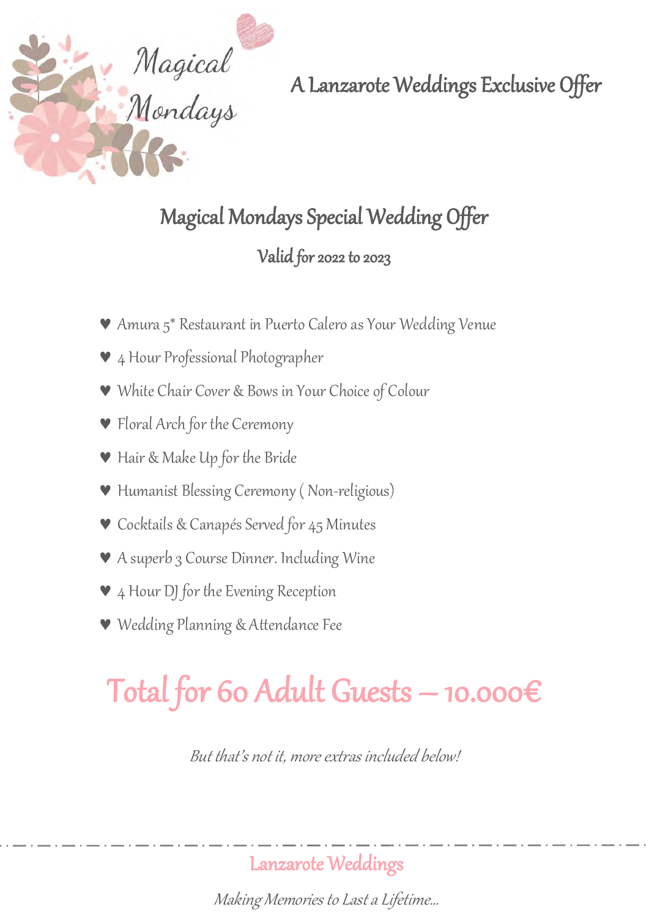# Magical Mondays

## A Lanzarote Weddings Exclusive Offer

## Magical Mondays Special Wedding Offer

### Valid for 2022 to 2023

- ♥ Amura 5* Restaurant in Puerto Calero as Your Wedding Venue
- ♥ 4 Hour Professional Photographer
- ♥ White Chair Cover & Bows in Your Choice of Colour
- ♥ Floral Arch for the Ceremony
- ♥ Hair & Make Up for the Bride
- ♥ Humanist Blessing Ceremony ( Non-religious)
- ♥ Cocktails & Canapés Served for 45 Minutes
- ♥ A superb 3 Course Dinner. Including Wine
- ♥ 4 Hour DJ for the Evening Reception
- ♥ Wedding Planning & Attendance Fee

## Total for 60 Adult Guests – 10.000€

*But that's not it, more extras included below!*

Lanzarote Weddings

*Making Memories to Last a Lifetime...*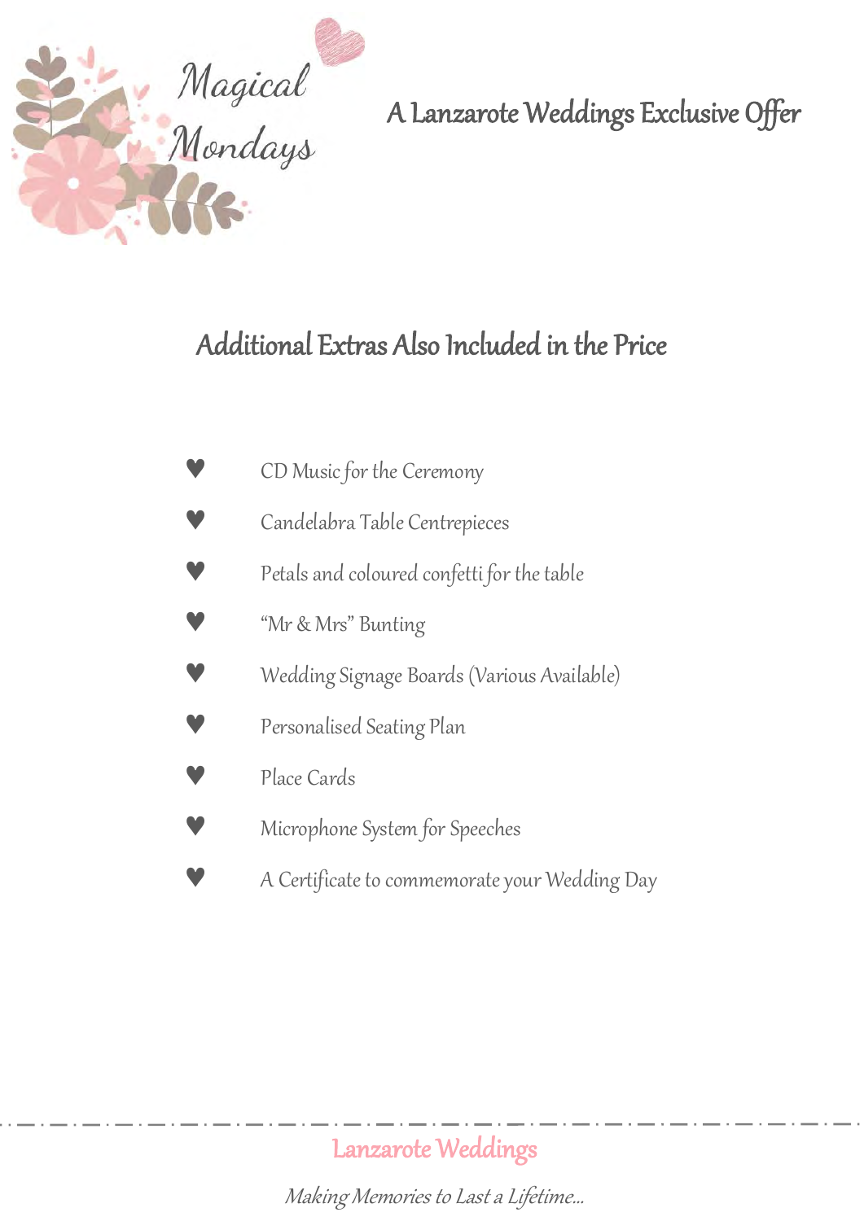Magical Mondays

A Lanzarote Weddings Exclusive Offer

## Additional Extras Also Included in the Price

- CD Music for the Ceremony
- Candelabra Table Centrepieces
- Petals and coloured confetti for the table
- "Mr & Mrs" Bunting
- Wedding Signage Boards (Various Available)
- Personalised Seating Plan
- Place Cards
- Microphone System for Speeches
- A Certificate to commemorate your Wedding Day

Lanzarote Weddings

*Making Memories to Last a Lifetime...*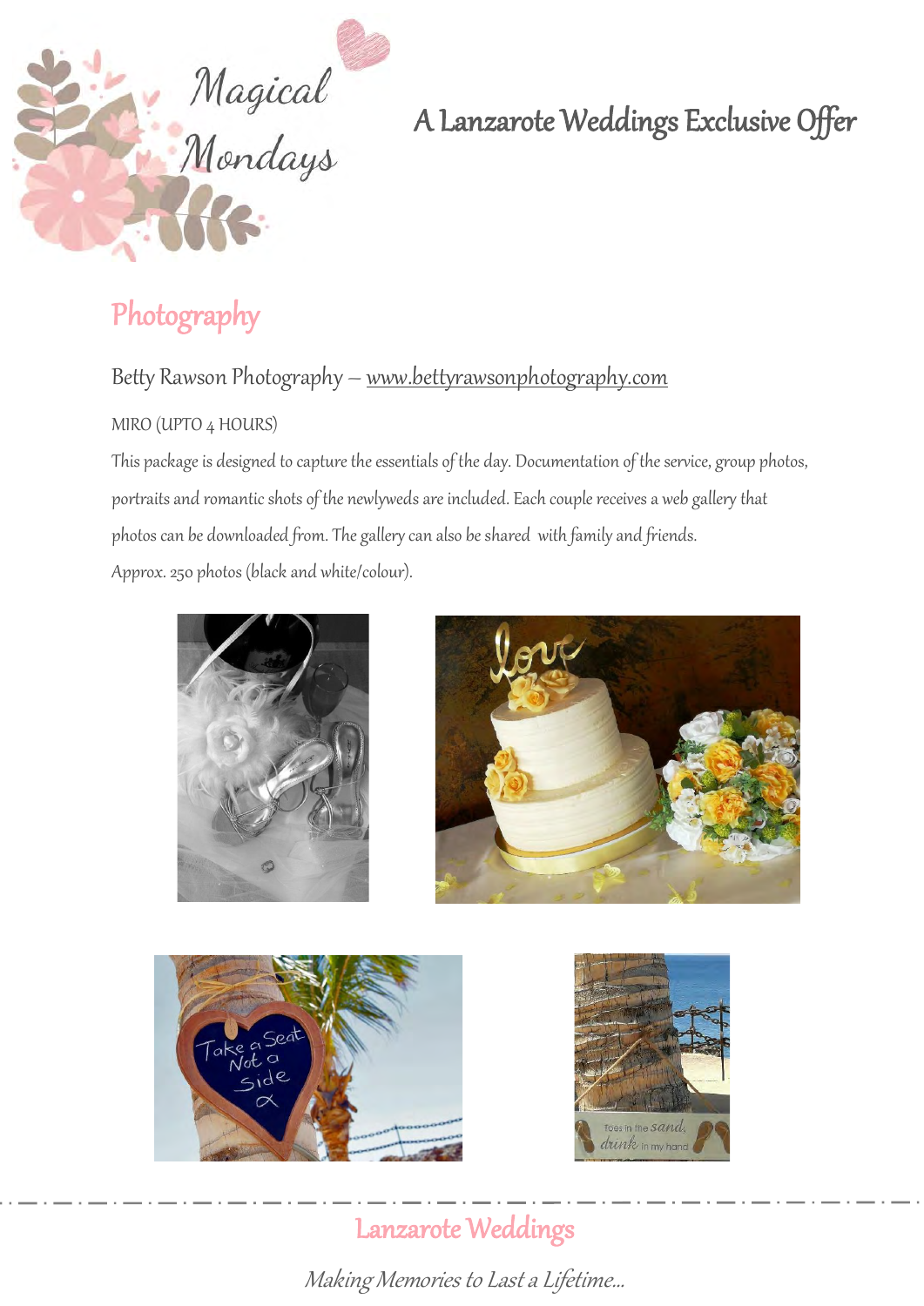# Magical Mondays

## A Lanzarote Weddings Exclusive Offer

## Photography

Betty Rawson Photography – www.bettyrawsonphotography.com

MIRO (UPTO 4 HOURS)

This package is designed to capture the essentials of the day. Documentation of the service, group photos, portraits and romantic shots of the newlyweds are included. Each couple receives a web gallery that photos can be downloaded from. The gallery can also be shared with family and friends.

Approx. 250 photos (black and white/colour).

Lanzarote Weddings

*Making Memories to Last a Lifetime...*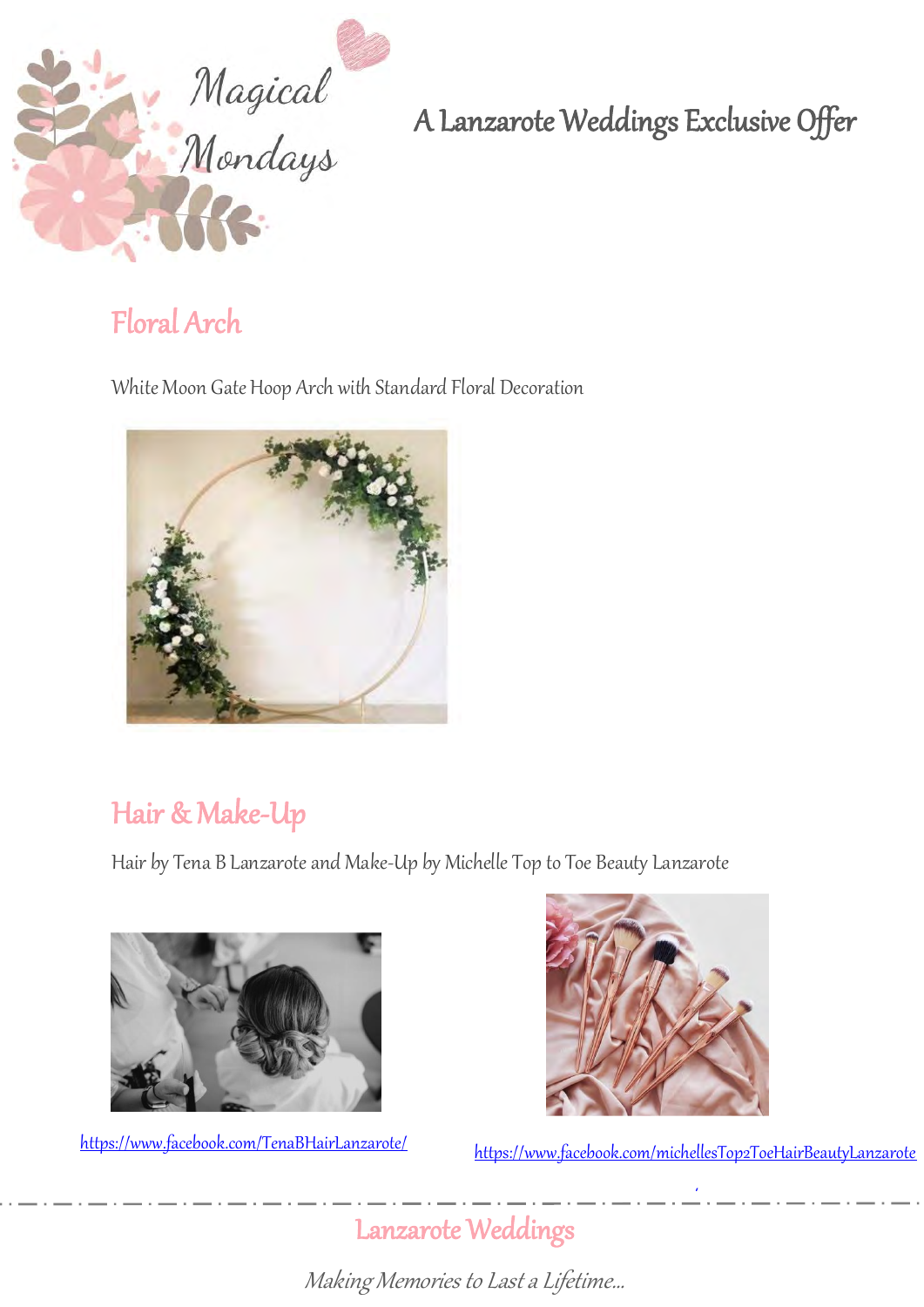Magical Mondays

# A Lanzarote Weddings Exclusive Offer

## Floral Arch

White Moon Gate Hoop Arch with Standard Floral Decoration

## Hair & Make-Up

Hair by Tena B Lanzarote and Make-Up by Michelle Top to Toe Beauty Lanzarote

https://www.facebook.com/TenaBHairLanzarote/

https://www.facebook.com/michellesTop2ToeHairBeautyLanzarote

Lanzarote Weddings

*Making Memories to Last a Lifetime...*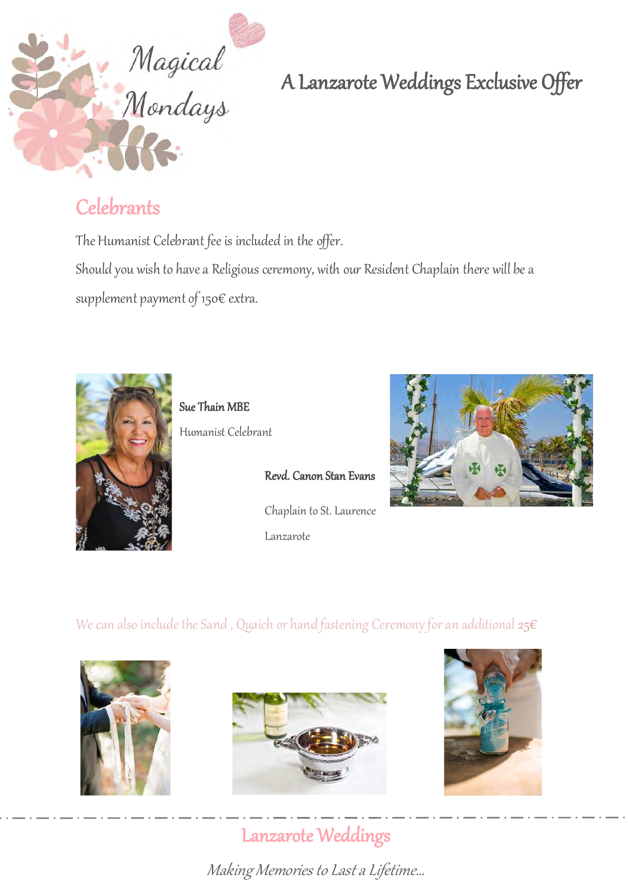Magical Mondays

# A Lanzarote Weddings Exclusive Offer

## Celebrants

The Humanist Celebrant fee is included in the offer.

Should you wish to have a Religious ceremony, with our Resident Chaplain there will be a supplement payment of 150€ extra.

**Sue Thain MBE**

Humanist Celebrant

**Revd. Canon Stan Evans**

Chaplain to St. Laurence

Lanzarote

We can also include the Sand , Quaich or hand fastening Ceremony for an additional 25€

## Lanzarote Weddings

*Making Memories to Last a Lifetime...*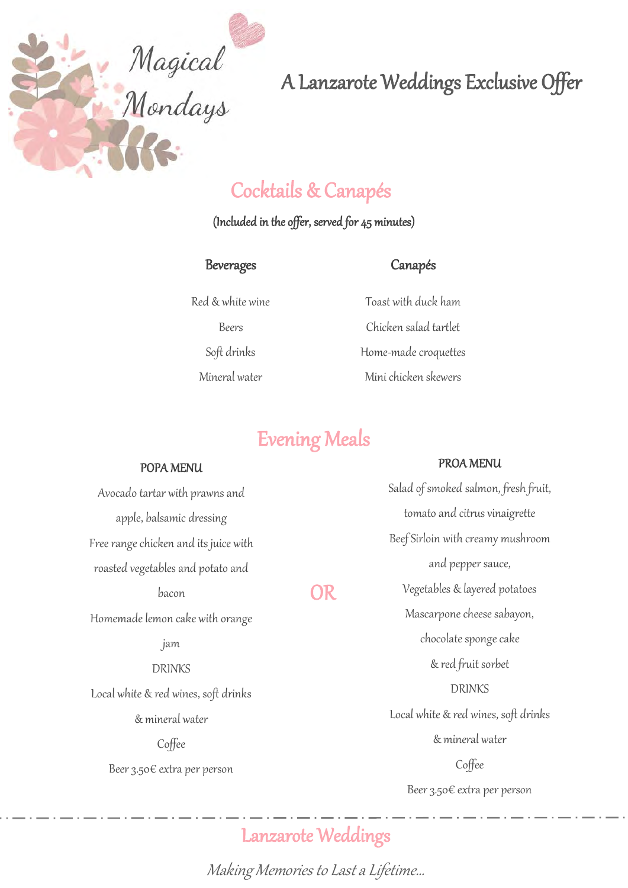# Magical Mondays

## A Lanzarote Weddings Exclusive Offer

## Cocktails & Canapés

(Included in the offer, served for 45 minutes)

### Beverages

Red & white wine

Beers

Soft drinks

Mineral water

### Canapés

Toast with duck ham

Chicken salad tartlet

Home-made croquettes

Mini chicken skewers

## Evening Meals

### POPA MENU

Avocado tartar with prawns and apple, balsamic dressing

Free range chicken and its juice with roasted vegetables and potato and bacon

Homemade lemon cake with orange jam

DRINKS

Local white & red wines, soft drinks & mineral water

Coffee

Beer 3.50€ extra per person

**OR**

### PROA MENU

Salad of smoked salmon, fresh fruit, tomato and citrus vinaigrette

Beef Sirloin with creamy mushroom and pepper sauce,

Vegetables & layered potatoes

Mascarpone cheese sabayon, chocolate sponge cake & red fruit sorbet

DRINKS

Local white & red wines, soft drinks & mineral water

Coffee

Beer 3.50€ extra per person

---

Lanzarote Weddings

*Making Memories to Last a Lifetime...*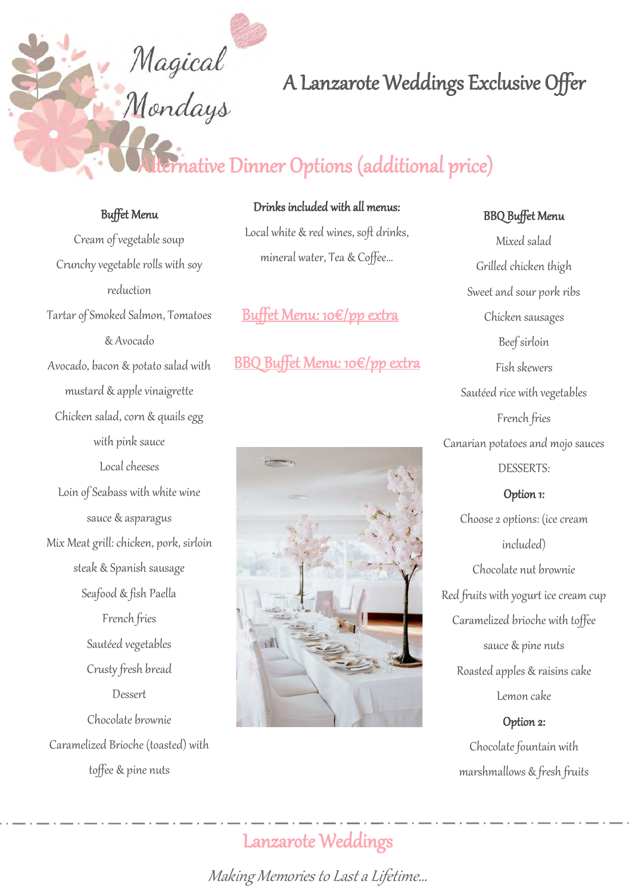# Magical Mondays

## A Lanzarote Weddings Exclusive Offer

## Alternative Dinner Options (additional price)

### Buffet Menu

Cream of vegetable soup

Crunchy vegetable rolls with soy reduction

Tartar of Smoked Salmon, Tomatoes & Avocado

Avocado, bacon & potato salad with mustard & apple vinaigrette

Chicken salad, corn & quails egg with pink sauce

Local cheeses

Loin of Seabass with white wine sauce & asparagus

Mix Meat grill: chicken, pork, sirloin steak & Spanish sausage

Seafood & fish Paella

French fries

Sautéed vegetables

Crusty fresh bread

Dessert

Chocolate brownie

Caramelized Brioche (toasted) with toffee & pine nuts

### Drinks included with all menus:

Local white & red wines, soft drinks, mineral water, Tea & Coffee...

Buffet Menu: 10€/pp extra

BBQ Buffet Menu: 10€/pp extra

### BBQ Buffet Menu

Mixed salad

Grilled chicken thigh

Sweet and sour pork ribs

Chicken sausages

Beef sirloin

Fish skewers

Sautéed rice with vegetables

French fries

Canarian potatoes and mojo sauces

DESSERTS:

**Option 1:**

Choose 2 options: (ice cream included)

Chocolate nut brownie

Red fruits with yogurt ice cream cup

Caramelized brioche with toffee sauce & pine nuts

Roasted apples & raisins cake

Lemon cake

**Option 2:**

Chocolate fountain with marshmallows & fresh fruits

---

Lanzarote Weddings

*Making Memories to Last a Lifetime...*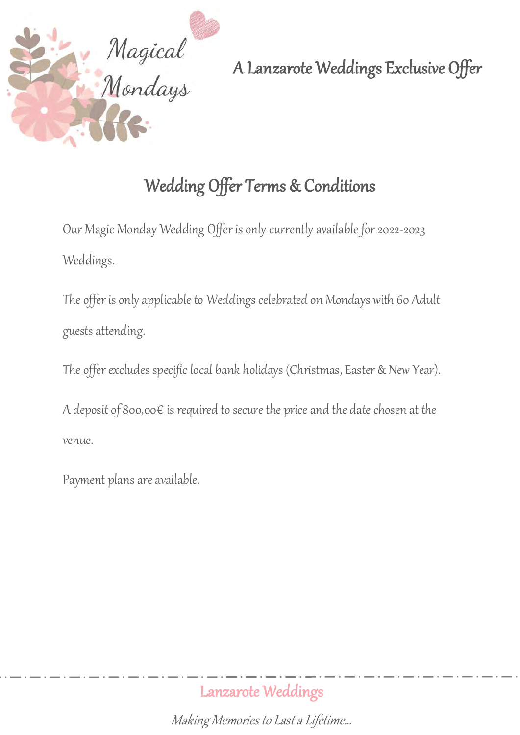Magical Mondays

A Lanzarote Weddings Exclusive Offer

## Wedding Offer Terms & Conditions

Our Magic Monday Wedding Offer is only currently available for 2022-2023 Weddings.

The offer is only applicable to Weddings celebrated on Mondays with 60 Adult guests attending.

The offer excludes specific local bank holidays (Christmas, Easter & New Year).

A deposit of 800,00€ is required to secure the price and the date chosen at the venue.

Payment plans are available.